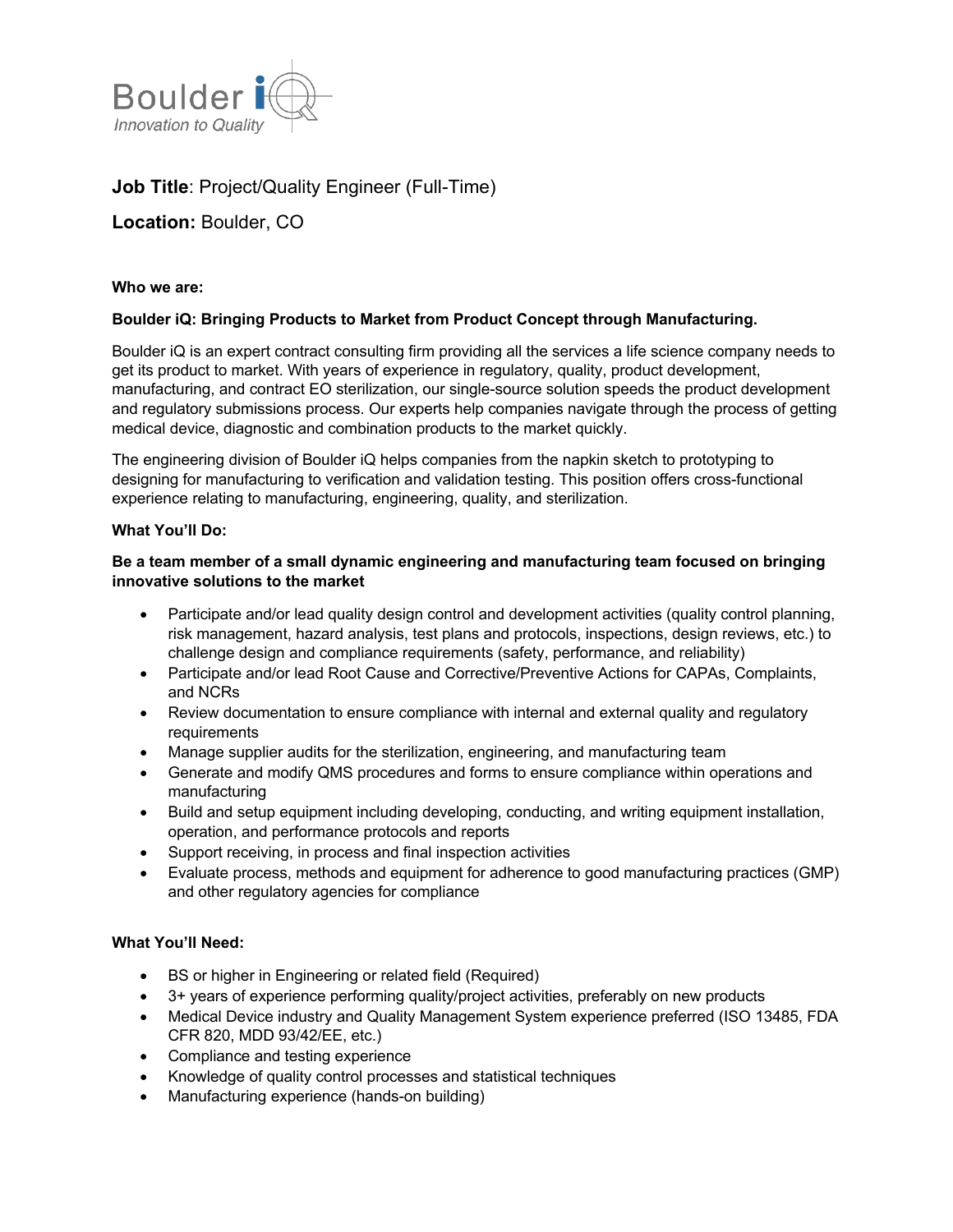Boulder iQ
*Innovation to Quality*

**Job Title**: Project/Quality Engineer (Full-Time)

**Location:** Boulder, CO

**Who we are:**

**Boulder iQ: Bringing Products to Market from Product Concept through Manufacturing.**

Boulder iQ is an expert contract consulting firm providing all the services a life science company needs to get its product to market. With years of experience in regulatory, quality, product development, manufacturing, and contract EO sterilization, our single-source solution speeds the product development and regulatory submissions process. Our experts help companies navigate through the process of getting medical device, diagnostic and combination products to the market quickly.

The engineering division of Boulder iQ helps companies from the napkin sketch to prototyping to designing for manufacturing to verification and validation testing. This position offers cross-functional experience relating to manufacturing, engineering, quality, and sterilization.

**What You'll Do:**

**Be a team member of a small dynamic engineering and manufacturing team focused on bringing innovative solutions to the market**

- Participate and/or lead quality design control and development activities (quality control planning, risk management, hazard analysis, test plans and protocols, inspections, design reviews, etc.) to challenge design and compliance requirements (safety, performance, and reliability)
- Participate and/or lead Root Cause and Corrective/Preventive Actions for CAPAs, Complaints, and NCRs
- Review documentation to ensure compliance with internal and external quality and regulatory requirements
- Manage supplier audits for the sterilization, engineering, and manufacturing team
- Generate and modify QMS procedures and forms to ensure compliance within operations and manufacturing
- Build and setup equipment including developing, conducting, and writing equipment installation, operation, and performance protocols and reports
- Support receiving, in process and final inspection activities
- Evaluate process, methods and equipment for adherence to good manufacturing practices (GMP) and other regulatory agencies for compliance

**What You'll Need:**

- BS or higher in Engineering or related field (Required)
- 3+ years of experience performing quality/project activities, preferably on new products
- Medical Device industry and Quality Management System experience preferred (ISO 13485, FDA CFR 820, MDD 93/42/EE, etc.)
- Compliance and testing experience
- Knowledge of quality control processes and statistical techniques
- Manufacturing experience (hands-on building)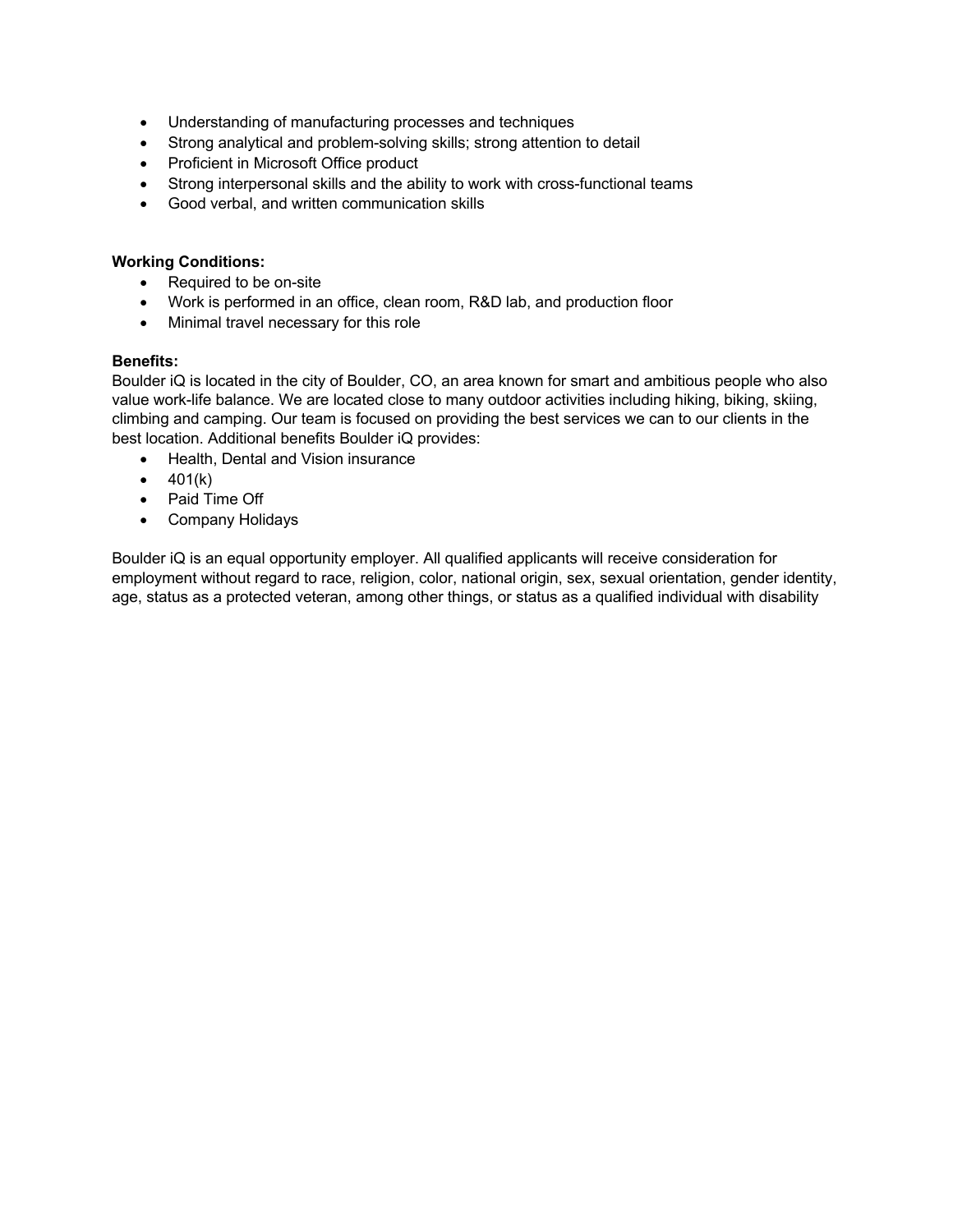- Understanding of manufacturing processes and techniques
- Strong analytical and problem-solving skills; strong attention to detail
- Proficient in Microsoft Office product
- Strong interpersonal skills and the ability to work with cross-functional teams
- Good verbal, and written communication skills

**Working Conditions:**

- Required to be on-site
- Work is performed in an office, clean room, R&D lab, and production floor
- Minimal travel necessary for this role

**Benefits:**

Boulder iQ is located in the city of Boulder, CO, an area known for smart and ambitious people who also value work-life balance. We are located close to many outdoor activities including hiking, biking, skiing, climbing and camping. Our team is focused on providing the best services we can to our clients in the best location. Additional benefits Boulder iQ provides:

- Health, Dental and Vision insurance
- 401(k)
- Paid Time Off
- Company Holidays

Boulder iQ is an equal opportunity employer. All qualified applicants will receive consideration for employment without regard to race, religion, color, national origin, sex, sexual orientation, gender identity, age, status as a protected veteran, among other things, or status as a qualified individual with disability